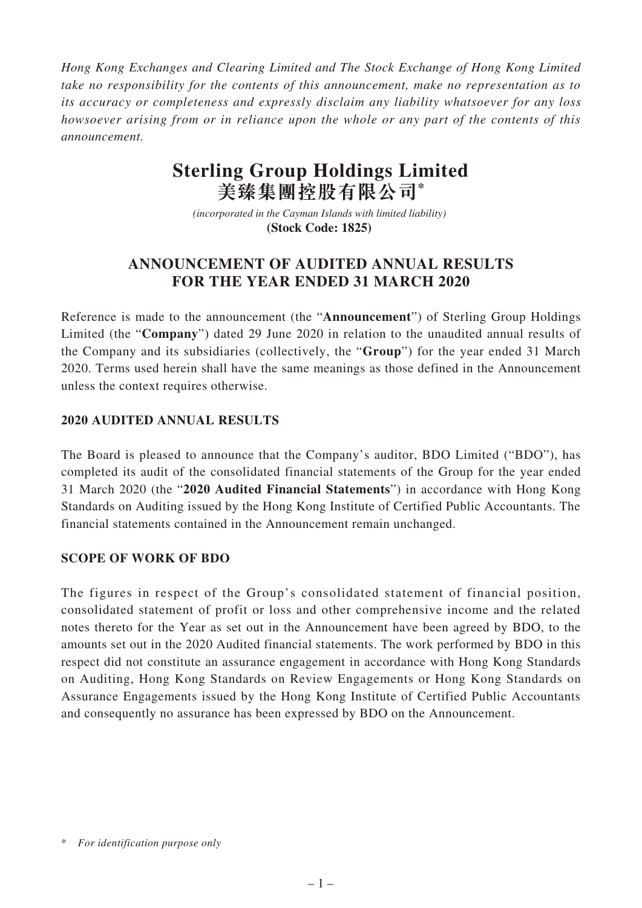*Hong Kong Exchanges and Clearing Limited and The Stock Exchange of Hong Kong Limited take no responsibility for the contents of this announcement, make no representation as to its accuracy or completeness and expressly disclaim any liability whatsoever for any loss howsoever arising from or in reliance upon the whole or any part of the contents of this announcement.*

# Sterling Group Holdings Limited
# 美臻集團控股有限公司*

*(incorporated in the Cayman Islands with limited liability)*
**(Stock Code: 1825)**

## ANNOUNCEMENT OF AUDITED ANNUAL RESULTS FOR THE YEAR ENDED 31 MARCH 2020

Reference is made to the announcement (the "**Announcement**") of Sterling Group Holdings Limited (the "**Company**") dated 29 June 2020 in relation to the unaudited annual results of the Company and its subsidiaries (collectively, the "**Group**") for the year ended 31 March 2020. Terms used herein shall have the same meanings as those defined in the Announcement unless the context requires otherwise.

### 2020 AUDITED ANNUAL RESULTS

The Board is pleased to announce that the Company's auditor, BDO Limited ("BDO"), has completed its audit of the consolidated financial statements of the Group for the year ended 31 March 2020 (the "**2020 Audited Financial Statements**") in accordance with Hong Kong Standards on Auditing issued by the Hong Kong Institute of Certified Public Accountants. The financial statements contained in the Announcement remain unchanged.

### SCOPE OF WORK OF BDO

The figures in respect of the Group's consolidated statement of financial position, consolidated statement of profit or loss and other comprehensive income and the related notes thereto for the Year as set out in the Announcement have been agreed by BDO, to the amounts set out in the 2020 Audited financial statements. The work performed by BDO in this respect did not constitute an assurance engagement in accordance with Hong Kong Standards on Auditing, Hong Kong Standards on Review Engagements or Hong Kong Standards on Assurance Engagements issued by the Hong Kong Institute of Certified Public Accountants and consequently no assurance has been expressed by BDO on the Announcement.

\* *For identification purpose only*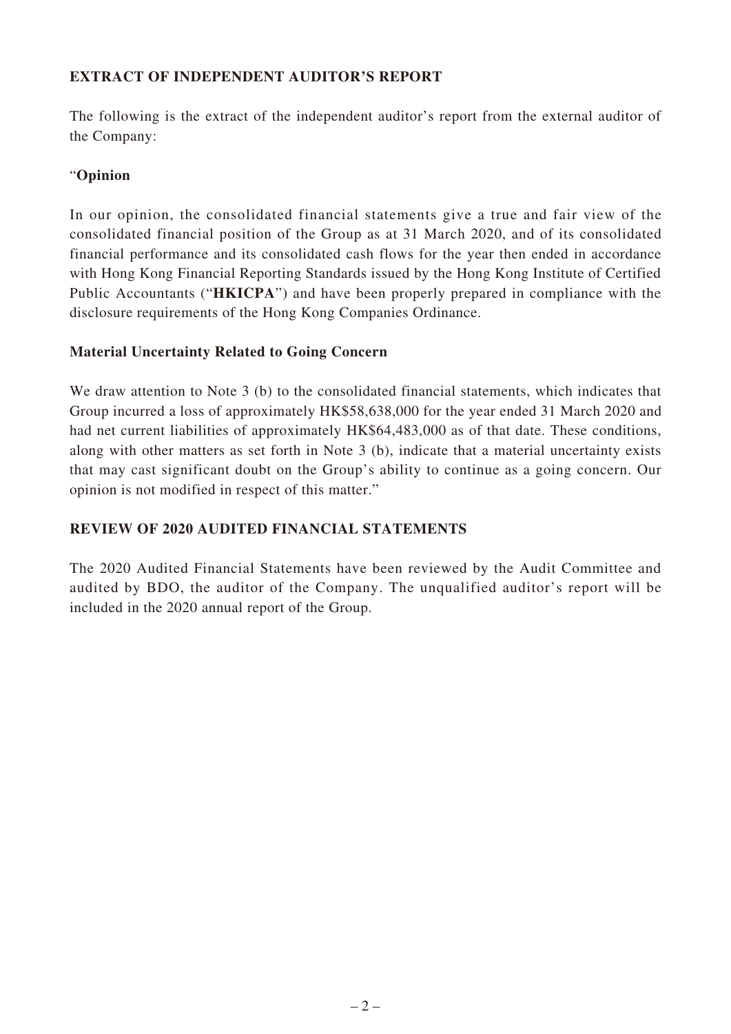## EXTRACT OF INDEPENDENT AUDITOR'S REPORT

The following is the extract of the independent auditor's report from the external auditor of the Company:

"**Opinion**

In our opinion, the consolidated financial statements give a true and fair view of the consolidated financial position of the Group as at 31 March 2020, and of its consolidated financial performance and its consolidated cash flows for the year then ended in accordance with Hong Kong Financial Reporting Standards issued by the Hong Kong Institute of Certified Public Accountants ("**HKICPA**") and have been properly prepared in compliance with the disclosure requirements of the Hong Kong Companies Ordinance.

**Material Uncertainty Related to Going Concern**

We draw attention to Note 3 (b) to the consolidated financial statements, which indicates that Group incurred a loss of approximately HK$58,638,000 for the year ended 31 March 2020 and had net current liabilities of approximately HK$64,483,000 as of that date. These conditions, along with other matters as set forth in Note 3 (b), indicate that a material uncertainty exists that may cast significant doubt on the Group's ability to continue as a going concern. Our opinion is not modified in respect of this matter."

## REVIEW OF 2020 AUDITED FINANCIAL STATEMENTS

The 2020 Audited Financial Statements have been reviewed by the Audit Committee and audited by BDO, the auditor of the Company. The unqualified auditor's report will be included in the 2020 annual report of the Group.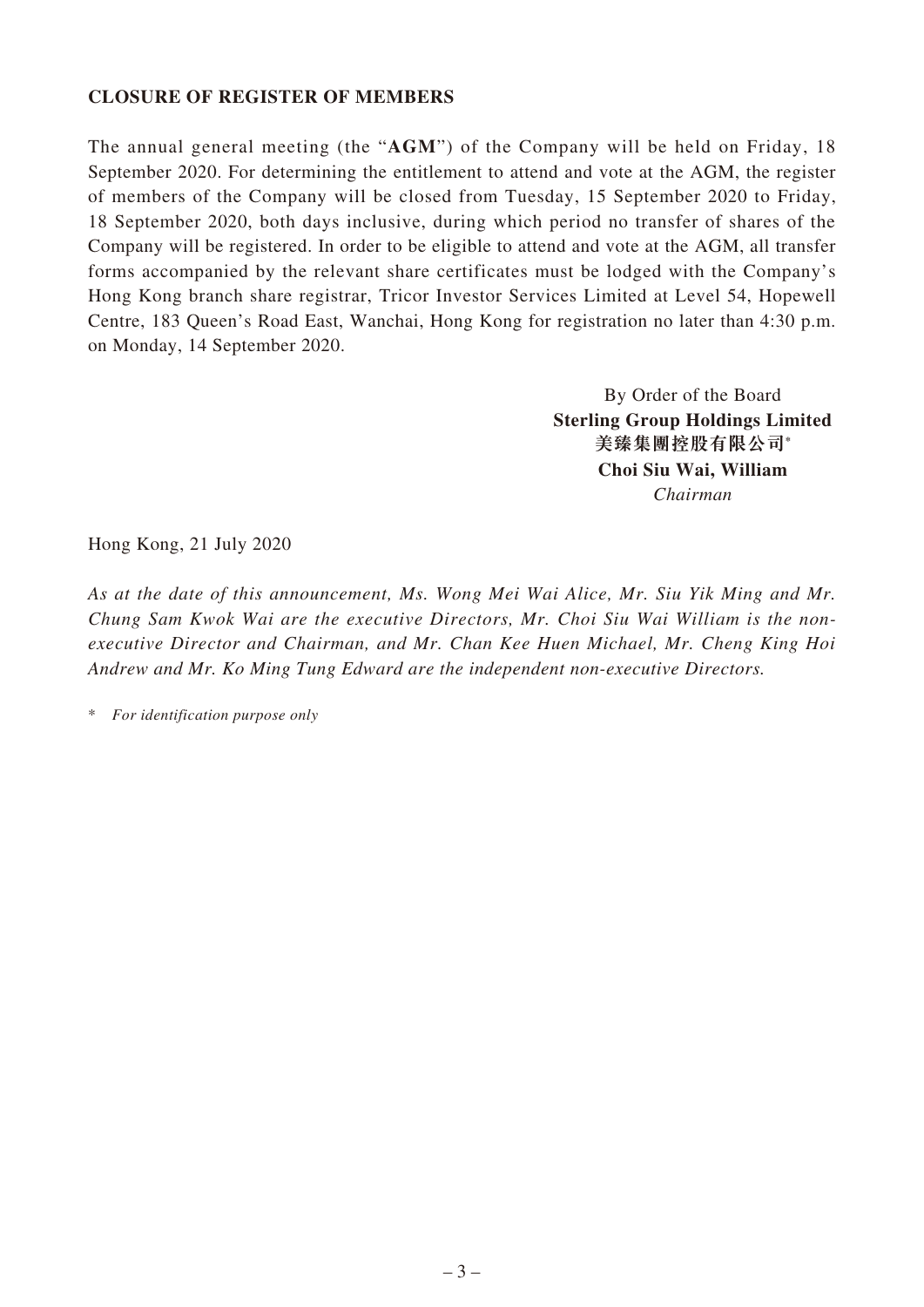**CLOSURE OF REGISTER OF MEMBERS**

The annual general meeting (the "**AGM**") of the Company will be held on Friday, 18 September 2020. For determining the entitlement to attend and vote at the AGM, the register of members of the Company will be closed from Tuesday, 15 September 2020 to Friday, 18 September 2020, both days inclusive, during which period no transfer of shares of the Company will be registered. In order to be eligible to attend and vote at the AGM, all transfer forms accompanied by the relevant share certificates must be lodged with the Company's Hong Kong branch share registrar, Tricor Investor Services Limited at Level 54, Hopewell Centre, 183 Queen's Road East, Wanchai, Hong Kong for registration no later than 4:30 p.m. on Monday, 14 September 2020.

By Order of the Board
**Sterling Group Holdings Limited**
**美臻集團控股有限公司***
**Choi Siu Wai, William**
*Chairman*

Hong Kong, 21 July 2020

*As at the date of this announcement, Ms. Wong Mei Wai Alice, Mr. Siu Yik Ming and Mr. Chung Sam Kwok Wai are the executive Directors, Mr. Choi Siu Wai William is the non-executive Director and Chairman, and Mr. Chan Kee Huen Michael, Mr. Cheng King Hoi Andrew and Mr. Ko Ming Tung Edward are the independent non-executive Directors.*

\* *For identification purpose only*